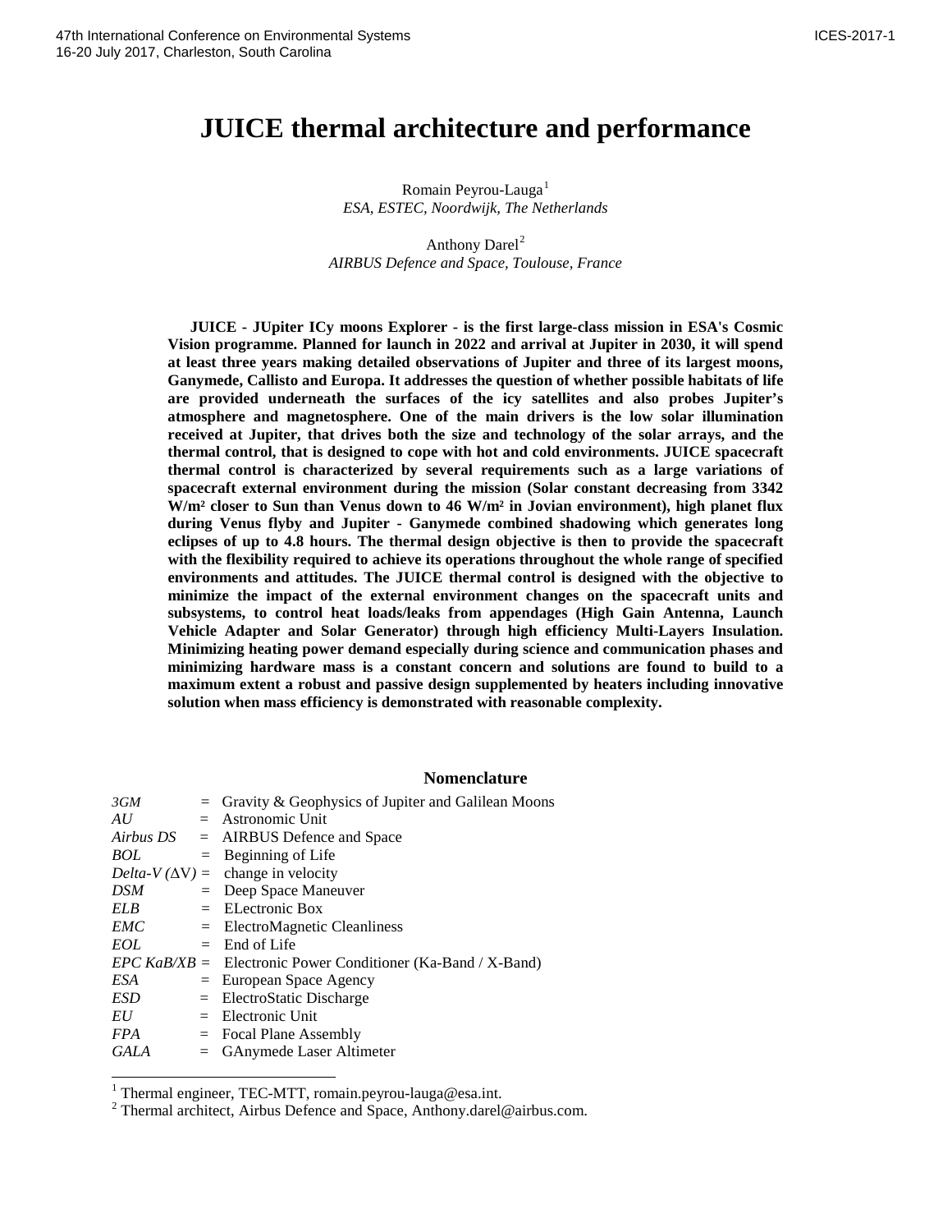# JUICE thermal architecture and performance

Romain Peyrou-Lauga[1]
*ESA, ESTEC, Noordwijk, The Netherlands*

Anthony Darel[2]
*AIRBUS Defence and Space, Toulouse, France*

**JUICE - JUpiter ICy moons Explorer - is the first large-class mission in ESA's Cosmic Vision programme. Planned for launch in 2022 and arrival at Jupiter in 2030, it will spend at least three years making detailed observations of Jupiter and three of its largest moons, Ganymede, Callisto and Europa. It addresses the question of whether possible habitats of life are provided underneath the surfaces of the icy satellites and also probes Jupiter's atmosphere and magnetosphere. One of the main drivers is the low solar illumination received at Jupiter, that drives both the size and technology of the solar arrays, and the thermal control, that is designed to cope with hot and cold environments. JUICE spacecraft thermal control is characterized by several requirements such as a large variations of spacecraft external environment during the mission (Solar constant decreasing from 3342 W/m² closer to Sun than Venus down to 46 W/m² in Jovian environment), high planet flux during Venus flyby and Jupiter - Ganymede combined shadowing which generates long eclipses of up to 4.8 hours. The thermal design objective is then to provide the spacecraft with the flexibility required to achieve its operations throughout the whole range of specified environments and attitudes. The JUICE thermal control is designed with the objective to minimize the impact of the external environment changes on the spacecraft units and subsystems, to control heat loads/leaks from appendages (High Gain Antenna, Launch Vehicle Adapter and Solar Generator) through high efficiency Multi-Layers Insulation. Minimizing heating power demand especially during science and communication phases and minimizing hardware mass is a constant concern and solutions are found to build to a maximum extent a robust and passive design supplemented by heaters including innovative solution when mass efficiency is demonstrated with reasonable complexity.**

## Nomenclature

| | | |
|---|---|---|
| *3GM* | = | Gravity & Geophysics of Jupiter and Galilean Moons |
| *AU* | = | Astronomic Unit |
| *Airbus DS* | = | AIRBUS Defence and Space |
| *BOL* | = | Beginning of Life |
| *Delta-V* ($\Delta$V) | = | change in velocity |
| *DSM* | = | Deep Space Maneuver |
| *ELB* | = | ELectronic Box |
| *EMC* | = | ElectroMagnetic Cleanliness |
| *EOL* | = | End of Life |
| *EPC KaB/XB* | = | Electronic Power Conditioner (Ka-Band / X-Band) |
| *ESA* | = | European Space Agency |
| *ESD* | = | ElectroStatic Discharge |
| *EU* | = | Electronic Unit |
| *FPA* | = | Focal Plane Assembly |
| *GALA* | = | GAnymede Laser Altimeter |

[1] Thermal engineer, TEC-MTT, romain.peyrou-lauga@esa.int.
[2] Thermal architect, Airbus Defence and Space, Anthony.darel@airbus.com.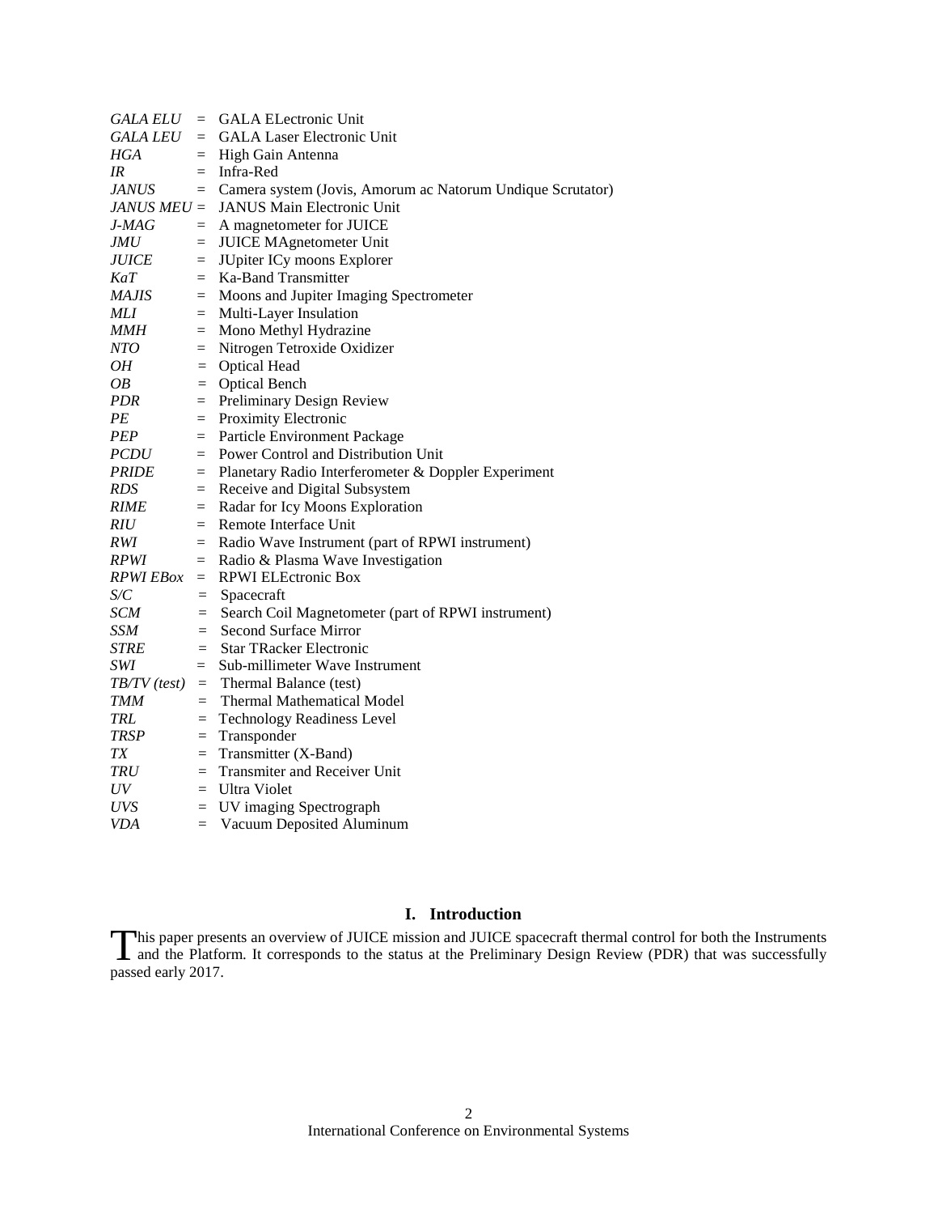*GALA ELU* = GALA ELectronic Unit
*GALA LEU* = GALA Laser Electronic Unit
*HGA* = High Gain Antenna
*IR* = Infra-Red
*JANUS* = Camera system (Jovis, Amorum ac Natorum Undique Scrutator)
*JANUS MEU* = JANUS Main Electronic Unit
*J-MAG* = A magnetometer for JUICE
*JMU* = JUICE MAgnetometer Unit
*JUICE* = JUpiter ICy moons Explorer
*KaT* = Ka-Band Transmitter
*MAJIS* = Moons and Jupiter Imaging Spectrometer
*MLI* = Multi-Layer Insulation
*MMH* = Mono Methyl Hydrazine
*NTO* = Nitrogen Tetroxide Oxidizer
*OH* = Optical Head
*OB* = Optical Bench
*PDR* = Preliminary Design Review
*PE* = Proximity Electronic
*PEP* = Particle Environment Package
*PCDU* = Power Control and Distribution Unit
*PRIDE* = Planetary Radio Interferometer & Doppler Experiment
*RDS* = Receive and Digital Subsystem
*RIME* = Radar for Icy Moons Exploration
*RIU* = Remote Interface Unit
*RWI* = Radio Wave Instrument (part of RPWI instrument)
*RPWI* = Radio & Plasma Wave Investigation
*RPWI EBox* = RPWI ELEctronic Box
*S/C* = Spacecraft
*SCM* = Search Coil Magnetometer (part of RPWI instrument)
*SSM* = Second Surface Mirror
*STRE* = Star TRacker Electronic
*SWI* = Sub-millimeter Wave Instrument
*TB/TV (test)* = Thermal Balance (test)
*TMM* = Thermal Mathematical Model
*TRL* = Technology Readiness Level
*TRSP* = Transponder
*TX* = Transmitter (X-Band)
*TRU* = Transmiter and Receiver Unit
*UV* = Ultra Violet
*UVS* = UV imaging Spectrograph
*VDA* = Vacuum Deposited Aluminum

## I. Introduction

This paper presents an overview of JUICE mission and JUICE spacecraft thermal control for both the Instruments and the Platform. It corresponds to the status at the Preliminary Design Review (PDR) that was successfully passed early 2017.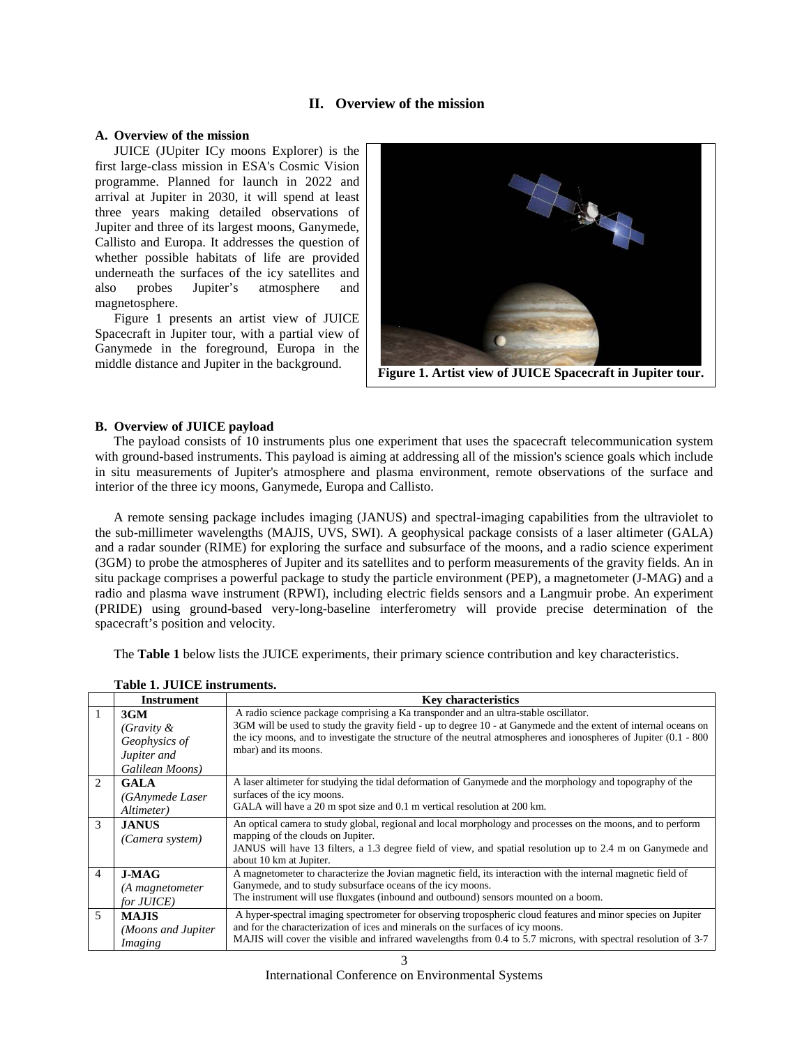## II. Overview of the mission

### A. Overview of the mission

JUICE (JUpiter ICy moons Explorer) is the first large-class mission in ESA's Cosmic Vision programme. Planned for launch in 2022 and arrival at Jupiter in 2030, it will spend at least three years making detailed observations of Jupiter and three of its largest moons, Ganymede, Callisto and Europa. It addresses the question of whether possible habitats of life are provided underneath the surfaces of the icy satellites and also probes Jupiter's atmosphere and magnetosphere.

Figure 1 presents an artist view of JUICE Spacecraft in Jupiter tour, with a partial view of Ganymede in the foreground, Europa in the middle distance and Jupiter in the background.

**Figure 1. Artist view of JUICE Spacecraft in Jupiter tour.**

### B. Overview of JUICE payload

The payload consists of 10 instruments plus one experiment that uses the spacecraft telecommunication system with ground-based instruments. This payload is aiming at addressing all of the mission's science goals which include in situ measurements of Jupiter's atmosphere and plasma environment, remote observations of the surface and interior of the three icy moons, Ganymede, Europa and Callisto.

A remote sensing package includes imaging (JANUS) and spectral-imaging capabilities from the ultraviolet to the sub-millimeter wavelengths (MAJIS, UVS, SWI). A geophysical package consists of a laser altimeter (GALA) and a radar sounder (RIME) for exploring the surface and subsurface of the moons, and a radio science experiment (3GM) to probe the atmospheres of Jupiter and its satellites and to perform measurements of the gravity fields. An in situ package comprises a powerful package to study the particle environment (PEP), a magnetometer (J-MAG) and a radio and plasma wave instrument (RPWI), including electric fields sensors and a Langmuir probe. An experiment (PRIDE) using ground-based very-long-baseline interferometry will provide precise determination of the spacecraft's position and velocity.

The **Table 1** below lists the JUICE experiments, their primary science contribution and key characteristics.

**Table 1. JUICE instruments.**

| | Instrument | Key characteristics |
|---|---|---|
| 1 | **3GM** *(Gravity & Geophysics of Jupiter and Galilean Moons)* | A radio science package comprising a Ka transponder and an ultra-stable oscillator. 3GM will be used to study the gravity field - up to degree 10 - at Ganymede and the extent of internal oceans on the icy moons, and to investigate the structure of the neutral atmospheres and ionospheres of Jupiter (0.1 - 800 mbar) and its moons. |
| 2 | **GALA** *(GAnymede Laser Altimeter)* | A laser altimeter for studying the tidal deformation of Ganymede and the morphology and topography of the surfaces of the icy moons. GALA will have a 20 m spot size and 0.1 m vertical resolution at 200 km. |
| 3 | **JANUS** *(Camera system)* | An optical camera to study global, regional and local morphology and processes on the moons, and to perform mapping of the clouds on Jupiter. JANUS will have 13 filters, a 1.3 degree field of view, and spatial resolution up to 2.4 m on Ganymede and about 10 km at Jupiter. |
| 4 | **J-MAG** *(A magnetometer for JUICE)* | A magnetometer to characterize the Jovian magnetic field, its interaction with the internal magnetic field of Ganymede, and to study subsurface oceans of the icy moons. The instrument will use fluxgates (inbound and outbound) sensors mounted on a boom. |
| 5 | **MAJIS** *(Moons and Jupiter Imaging* | A hyper-spectral imaging spectrometer for observing tropospheric cloud features and minor species on Jupiter and for the characterization of ices and minerals on the surfaces of icy moons. MAJIS will cover the visible and infrared wavelengths from 0.4 to 5.7 microns, with spectral resolution of 3-7 |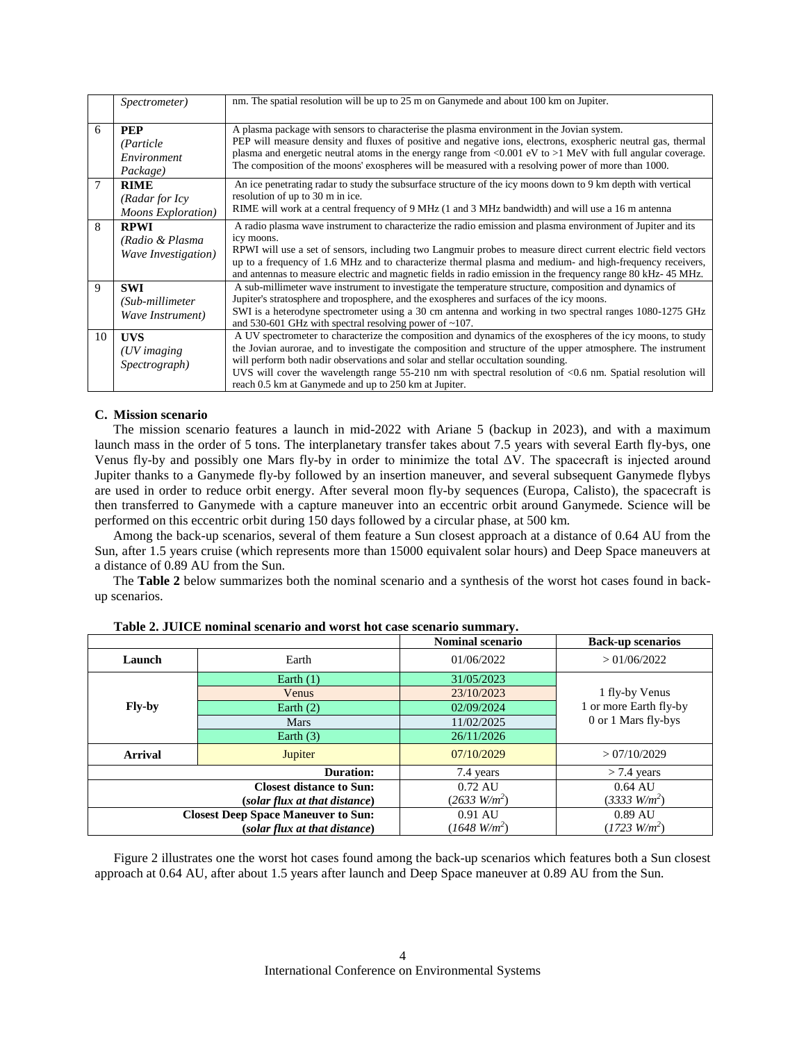|  |  |  |
| --- | --- | --- |
|  | *Spectrometer)* | nm. The spatial resolution will be up to 25 m on Ganymede and about 100 km on Jupiter. |
| 6 | **PEP** *(Particle Environment Package)* | A plasma package with sensors to characterise the plasma environment in the Jovian system. PEP will measure density and fluxes of positive and negative ions, electrons, exospheric neutral gas, thermal plasma and energetic neutral atoms in the energy range from <0.001 eV to >1 MeV with full angular coverage. The composition of the moons' exospheres will be measured with a resolving power of more than 1000. |
| 7 | **RIME** *(Radar for Icy Moons Exploration)* | An ice penetrating radar to study the subsurface structure of the icy moons down to 9 km depth with vertical resolution of up to 30 m in ice. RIME will work at a central frequency of 9 MHz (1 and 3 MHz bandwidth) and will use a 16 m antenna |
| 8 | **RPWI** *(Radio & Plasma Wave Investigation)* | A radio plasma wave instrument to characterize the radio emission and plasma environment of Jupiter and its icy moons. RPWI will use a set of sensors, including two Langmuir probes to measure direct current electric field vectors up to a frequency of 1.6 MHz and to characterize thermal plasma and medium- and high-frequency receivers, and antennas to measure electric and magnetic fields in radio emission in the frequency range 80 kHz- 45 MHz. |
| 9 | **SWI** *(Sub-millimeter Wave Instrument)* | A sub-millimeter wave instrument to investigate the temperature structure, composition and dynamics of Jupiter's stratosphere and troposphere, and the exospheres and surfaces of the icy moons. SWI is a heterodyne spectrometer using a 30 cm antenna and working in two spectral ranges 1080-1275 GHz and 530-601 GHz with spectral resolving power of ~107. |
| 10 | **UVS** *(UV imaging Spectrograph)* | A UV spectrometer to characterize the composition and dynamics of the exospheres of the icy moons, to study the Jovian aurorae, and to investigate the composition and structure of the upper atmosphere. The instrument will perform both nadir observations and solar and stellar occultation sounding. UVS will cover the wavelength range 55-210 nm with spectral resolution of <0.6 nm. Spatial resolution will reach 0.5 km at Ganymede and up to 250 km at Jupiter. |

### C. Mission scenario

The mission scenario features a launch in mid-2022 with Ariane 5 (backup in 2023), and with a maximum launch mass in the order of 5 tons. The interplanetary transfer takes about 7.5 years with several Earth fly-bys, one Venus fly-by and possibly one Mars fly-by in order to minimize the total $\Delta V$. The spacecraft is injected around Jupiter thanks to a Ganymede fly-by followed by an insertion maneuver, and several subsequent Ganymede flybys are used in order to reduce orbit energy. After several moon fly-by sequences (Europa, Calisto), the spacecraft is then transferred to Ganymede with a capture maneuver into an eccentric orbit around Ganymede. Science will be performed on this eccentric orbit during 150 days followed by a circular phase, at 500 km.

Among the back-up scenarios, several of them feature a Sun closest approach at a distance of 0.64 AU from the Sun, after 1.5 years cruise (which represents more than 15000 equivalent solar hours) and Deep Space maneuvers at a distance of 0.89 AU from the Sun.

The **Table 2** below summarizes both the nominal scenario and a synthesis of the worst hot cases found in back-up scenarios.

**Table 2. JUICE nominal scenario and worst hot case scenario summary.**

|  |  | **Nominal scenario** | **Back-up scenarios** |
| --- | --- | --- | --- |
| **Launch** | Earth | 01/06/2022 | > 01/06/2022 |
| **Fly-by** | Earth (1) | 31/05/2023 | 1 fly-by Venus<br>1 or more Earth fly-by<br>0 or 1 Mars fly-bys |
|  | Venus | 23/10/2023 |  |
|  | Earth (2) | 02/09/2024 |  |
|  | Mars | 11/02/2025 |  |
|  | Earth (3) | 26/11/2026 |  |
| **Arrival** | Jupiter | 07/10/2029 | > 07/10/2029 |
|  | **Duration:** | 7.4 years | > 7.4 years |
|  | **Closest distance to Sun:** ***(solar flux at that distance)*** | 0.72 AU (*2633 W/m²*) | 0.64 AU (*3333 W/m²*) |
|  | **Closest Deep Space Maneuver to Sun:** ***(solar flux at that distance)*** | 0.91 AU (*1648 W/m²*) | 0.89 AU (*1723 W/m²*) |

Figure 2 illustrates one the worst hot cases found among the back-up scenarios which features both a Sun closest approach at 0.64 AU, after about 1.5 years after launch and Deep Space maneuver at 0.89 AU from the Sun.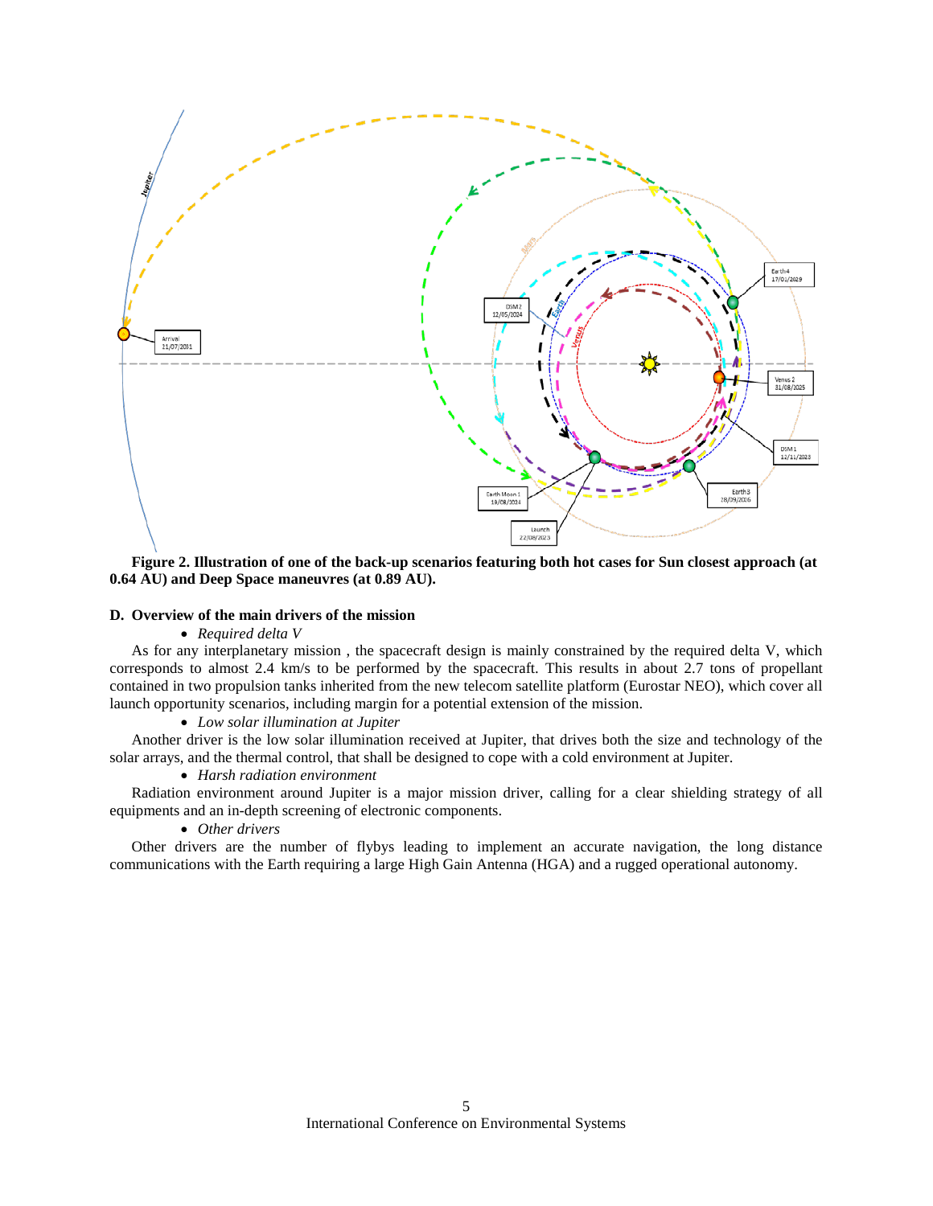**Figure 2. Illustration of one of the back-up scenarios featuring both hot cases for Sun closest approach (at 0.64 AU) and Deep Space maneuvres (at 0.89 AU).**

### D. Overview of the main drivers of the mission

- *Required delta V*

As for any interplanetary mission , the spacecraft design is mainly constrained by the required delta V, which corresponds to almost 2.4 km/s to be performed by the spacecraft. This results in about 2.7 tons of propellant contained in two propulsion tanks inherited from the new telecom satellite platform (Eurostar NEO), which cover all launch opportunity scenarios, including margin for a potential extension of the mission.

- *Low solar illumination at Jupiter*

Another driver is the low solar illumination received at Jupiter, that drives both the size and technology of the solar arrays, and the thermal control, that shall be designed to cope with a cold environment at Jupiter.

- *Harsh radiation environment*

Radiation environment around Jupiter is a major mission driver, calling for a clear shielding strategy of all equipments and an in-depth screening of electronic components.

- *Other drivers*

Other drivers are the number of flybys leading to implement an accurate navigation, the long distance communications with the Earth requiring a large High Gain Antenna (HGA) and a rugged operational autonomy.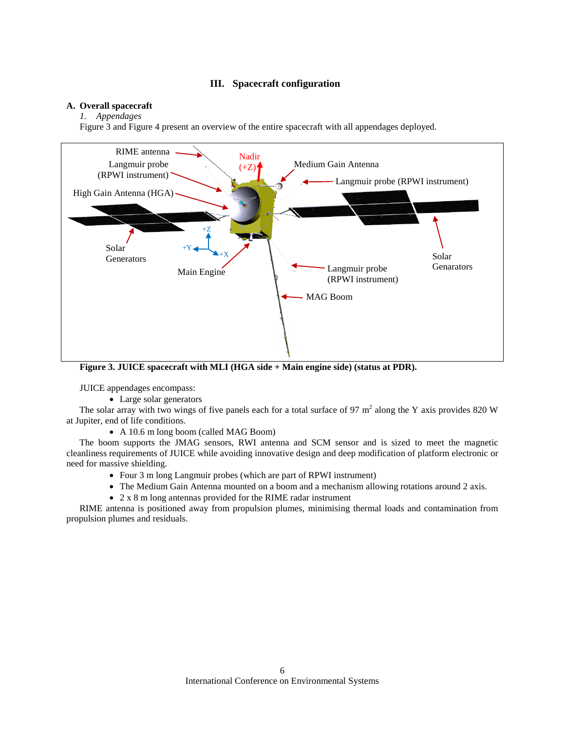## III. Spacecraft configuration

### A. Overall spacecraft

#### *1. Appendages*

Figure 3 and Figure 4 present an overview of the entire spacecraft with all appendages deployed.

**Figure 3. JUICE spacecraft with MLI (HGA side + Main engine side) (status at PDR).**

JUICE appendages encompass:

- Large solar generators

The solar array with two wings of five panels each for a total surface of 97 $m^2$ along the Y axis provides 820 W at Jupiter, end of life conditions.

- A 10.6 m long boom (called MAG Boom)

The boom supports the JMAG sensors, RWI antenna and SCM sensor and is sized to meet the magnetic cleanliness requirements of JUICE while avoiding innovative design and deep modification of platform electronic or need for massive shielding.

- Four 3 m long Langmuir probes (which are part of RPWI instrument)
- The Medium Gain Antenna mounted on a boom and a mechanism allowing rotations around 2 axis.
- 2 x 8 m long antennas provided for the RIME radar instrument

RIME antenna is positioned away from propulsion plumes, minimising thermal loads and contamination from propulsion plumes and residuals.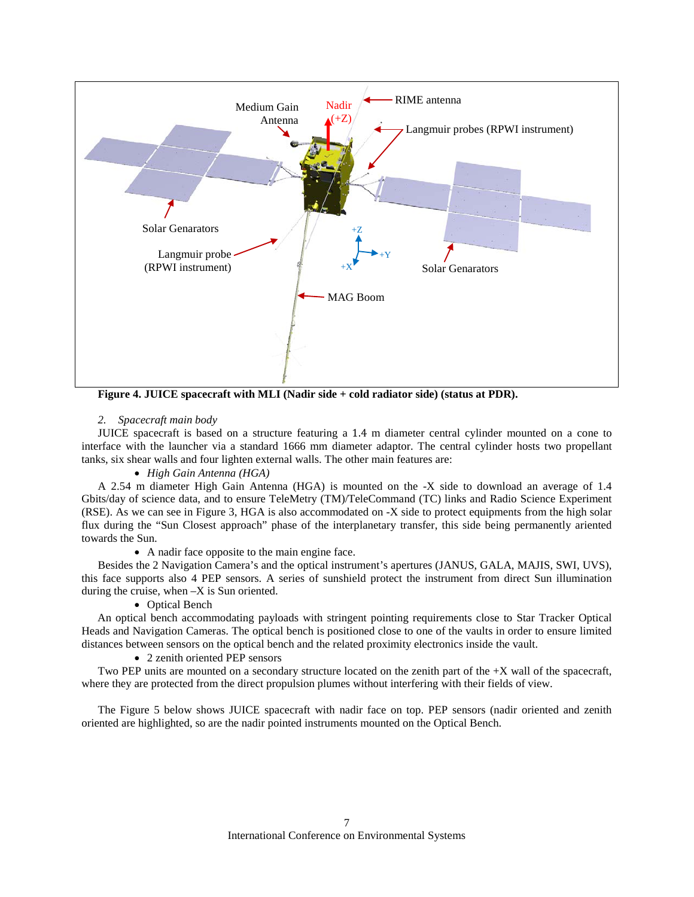**Figure 4. JUICE spacecraft with MLI (Nadir side + cold radiator side) (status at PDR).**

*2. Spacecraft main body*

JUICE spacecraft is based on a structure featuring a 1.4 m diameter central cylinder mounted on a cone to interface with the launcher via a standard 1666 mm diameter adaptor. The central cylinder hosts two propellant tanks, six shear walls and four lighten external walls. The other main features are:

- *High Gain Antenna (HGA)*

A 2.54 m diameter High Gain Antenna (HGA) is mounted on the -X side to download an average of 1.4 Gbits/day of science data, and to ensure TeleMetry (TM)/TeleCommand (TC) links and Radio Science Experiment (RSE). As we can see in Figure 3, HGA is also accommodated on -X side to protect equipments from the high solar flux during the "Sun Closest approach" phase of the interplanetary transfer, this side being permanently oriented towards the Sun.

- A nadir face opposite to the main engine face.

Besides the 2 Navigation Camera's and the optical instrument's apertures (JANUS, GALA, MAJIS, SWI, UVS), this face supports also 4 PEP sensors. A series of sunshield protect the instrument from direct Sun illumination during the cruise, when –X is Sun oriented.

- Optical Bench

An optical bench accommodating payloads with stringent pointing requirements close to Star Tracker Optical Heads and Navigation Cameras. The optical bench is positioned close to one of the vaults in order to ensure limited distances between sensors on the optical bench and the related proximity electronics inside the vault.

- 2 zenith oriented PEP sensors

Two PEP units are mounted on a secondary structure located on the zenith part of the +X wall of the spacecraft, where they are protected from the direct propulsion plumes without interfering with their fields of view.

The Figure 5 below shows JUICE spacecraft with nadir face on top. PEP sensors (nadir oriented and zenith oriented are highlighted, so are the nadir pointed instruments mounted on the Optical Bench.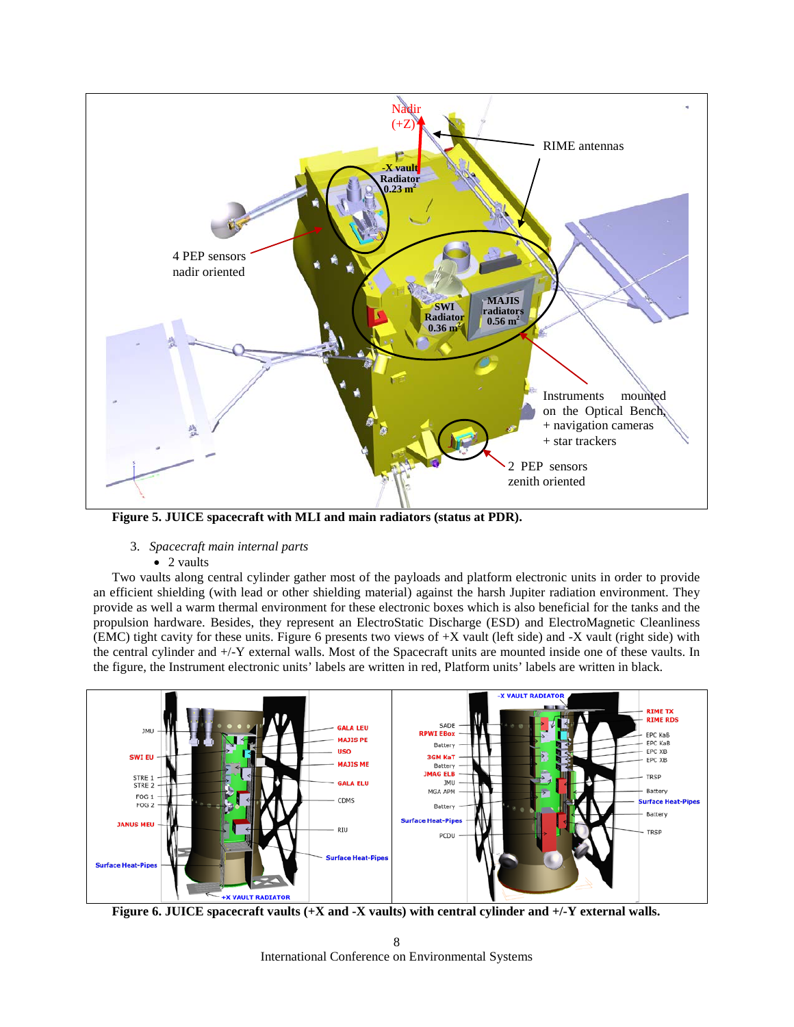Figure 5. JUICE spacecraft with MLI and main radiators (status at PDR).

3. *Spacecraft main internal parts*

- 2 vaults

Two vaults along central cylinder gather most of the payloads and platform electronic units in order to provide an efficient shielding (with lead or other shielding material) against the harsh Jupiter radiation environment. They provide as well a warm thermal environment for these electronic boxes which is also beneficial for the tanks and the propulsion hardware. Besides, they represent an ElectroStatic Discharge (ESD) and ElectroMagnetic Cleanliness (EMC) tight cavity for these units. Figure 6 presents two views of +X vault (left side) and -X vault (right side) with the central cylinder and +/-Y external walls. Most of the Spacecraft units are mounted inside one of these vaults. In the figure, the Instrument electronic units' labels are written in red, Platform units' labels are written in black.

Figure 6. JUICE spacecraft vaults (+X and -X vaults) with central cylinder and +/-Y external walls.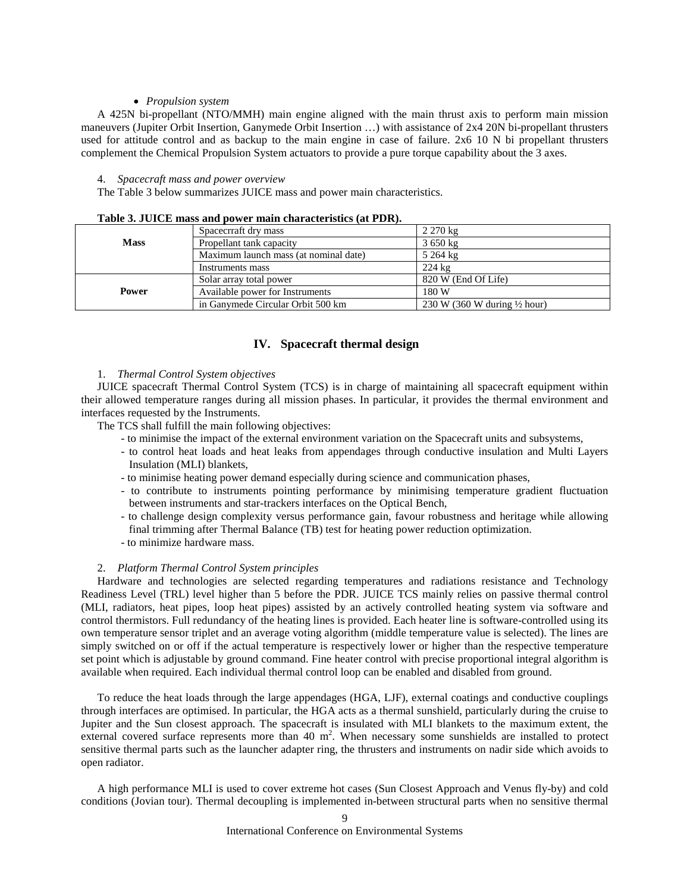- *Propulsion system*

A 425N bi-propellant (NTO/MMH) main engine aligned with the main thrust axis to perform main mission maneuvers (Jupiter Orbit Insertion, Ganymede Orbit Insertion …) with assistance of 2x4 20N bi-propellant thrusters used for attitude control and as backup to the main engine in case of failure. 2x6 10 N bi propellant thrusters complement the Chemical Propulsion System actuators to provide a pure torque capability about the 3 axes.

4. *Spacecraft mass and power overview*

The Table 3 below summarizes JUICE mass and power main characteristics.

**Table 3. JUICE mass and power main characteristics (at PDR).**

| | | |
|---|---|---|
| **Mass** | Spacecrraft dry mass | 2 270 kg |
| | Propellant tank capacity | 3 650 kg |
| | Maximum launch mass (at nominal date) | 5 264 kg |
| | Instruments mass | 224 kg |
| **Power** | Solar array total power | 820 W (End Of Life) |
| | Available power for Instruments | 180 W |
| | in Ganymede Circular Orbit 500 km | 230 W (360 W during ½ hour) |

## IV. Spacecraft thermal design

1. *Thermal Control System objectives*

JUICE spacecraft Thermal Control System (TCS) is in charge of maintaining all spacecraft equipment within their allowed temperature ranges during all mission phases. In particular, it provides the thermal environment and interfaces requested by the Instruments.

The TCS shall fulfill the main following objectives:

- to minimise the impact of the external environment variation on the Spacecraft units and subsystems,
- to control heat loads and heat leaks from appendages through conductive insulation and Multi Layers Insulation (MLI) blankets,
- to minimise heating power demand especially during science and communication phases,
- to contribute to instruments pointing performance by minimising temperature gradient fluctuation between instruments and star-trackers interfaces on the Optical Bench,
- to challenge design complexity versus performance gain, favour robustness and heritage while allowing final trimming after Thermal Balance (TB) test for heating power reduction optimization.
- to minimize hardware mass.

2. *Platform Thermal Control System principles*

Hardware and technologies are selected regarding temperatures and radiations resistance and Technology Readiness Level (TRL) level higher than 5 before the PDR. JUICE TCS mainly relies on passive thermal control (MLI, radiators, heat pipes, loop heat pipes) assisted by an actively controlled heating system via software and control thermistors. Full redundancy of the heating lines is provided. Each heater line is software-controlled using its own temperature sensor triplet and an average voting algorithm (middle temperature value is selected). The lines are simply switched on or off if the actual temperature is respectively lower or higher than the respective temperature set point which is adjustable by ground command. Fine heater control with precise proportional integral algorithm is available when required. Each individual thermal control loop can be enabled and disabled from ground.

To reduce the heat loads through the large appendages (HGA, LJF), external coatings and conductive couplings through interfaces are optimised. In particular, the HGA acts as a thermal sunshield, particularly during the cruise to Jupiter and the Sun closest approach. The spacecraft is insulated with MLI blankets to the maximum extent, the external covered surface represents more than 40 $m^2$. When necessary some sunshields are installed to protect sensitive thermal parts such as the launcher adapter ring, the thrusters and instruments on nadir side which avoids to open radiator.

A high performance MLI is used to cover extreme hot cases (Sun Closest Approach and Venus fly-by) and cold conditions (Jovian tour). Thermal decoupling is implemented in-between structural parts when no sensitive thermal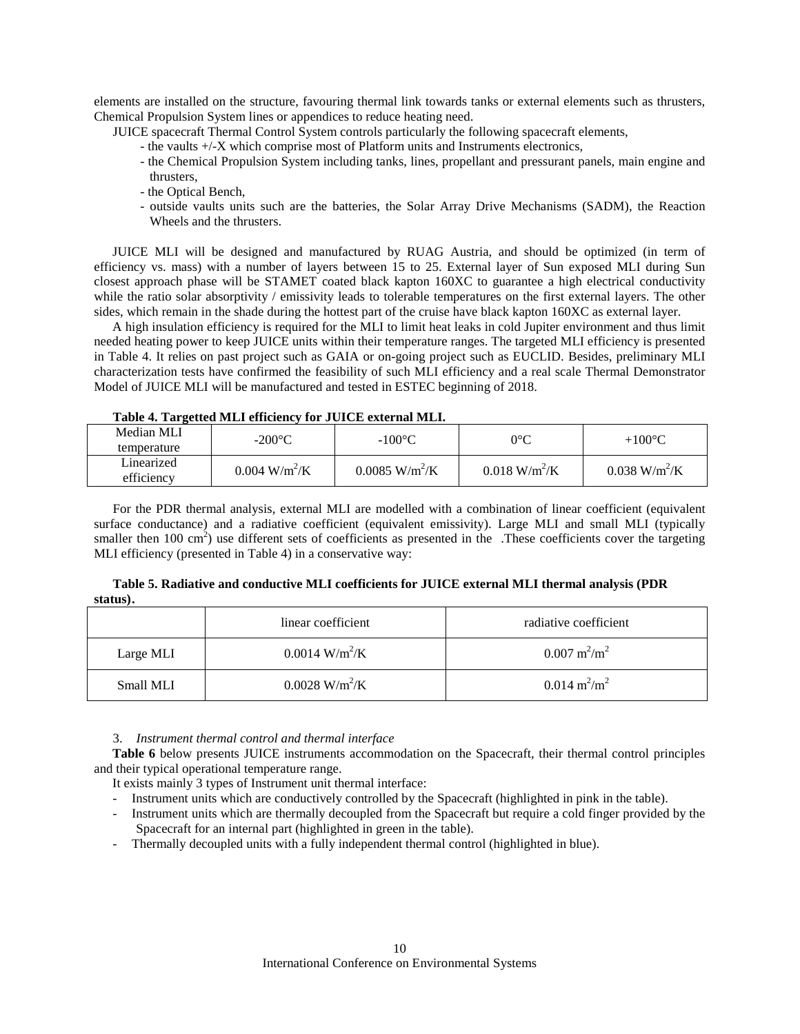elements are installed on the structure, favouring thermal link towards tanks or external elements such as thrusters, Chemical Propulsion System lines or appendices to reduce heating need.

JUICE spacecraft Thermal Control System controls particularly the following spacecraft elements,

- the vaults +/-X which comprise most of Platform units and Instruments electronics,
- the Chemical Propulsion System including tanks, lines, propellant and pressurant panels, main engine and thrusters,
- the Optical Bench,
- outside vaults units such are the batteries, the Solar Array Drive Mechanisms (SADM), the Reaction Wheels and the thrusters.

JUICE MLI will be designed and manufactured by RUAG Austria, and should be optimized (in term of efficiency vs. mass) with a number of layers between 15 to 25. External layer of Sun exposed MLI during Sun closest approach phase will be STAMET coated black kapton 160XC to guarantee a high electrical conductivity while the ratio solar absorptivity / emissivity leads to tolerable temperatures on the first external layers. The other sides, which remain in the shade during the hottest part of the cruise have black kapton 160XC as external layer.

A high insulation efficiency is required for the MLI to limit heat leaks in cold Jupiter environment and thus limit needed heating power to keep JUICE units within their temperature ranges. The targeted MLI efficiency is presented in Table 4. It relies on past project such as GAIA or on-going project such as EUCLID. Besides, preliminary MLI characterization tests have confirmed the feasibility of such MLI efficiency and a real scale Thermal Demonstrator Model of JUICE MLI will be manufactured and tested in ESTEC beginning of 2018.

**Table 4. Targetted MLI efficiency for JUICE external MLI.**

| Median MLI temperature | -200°C | -100°C | 0°C | +100°C |
|---|---|---|---|---|
| Linearized efficiency | 0.004 W/m$^2$/K | 0.0085 W/m$^2$/K | 0.018 W/m$^2$/K | 0.038 W/m$^2$/K |

For the PDR thermal analysis, external MLI are modelled with a combination of linear coefficient (equivalent surface conductance) and a radiative coefficient (equivalent emissivity). Large MLI and small MLI (typically smaller then 100 cm$^2$) use different sets of coefficients as presented in the .These coefficients cover the targeting MLI efficiency (presented in Table 4) in a conservative way:

**Table 5. Radiative and conductive MLI coefficients for JUICE external MLI thermal analysis (PDR status).**

| | linear coefficient | radiative coefficient |
|---|---|---|
| Large MLI | 0.0014 W/m$^2$/K | 0.007 m$^2$/m$^2$ |
| Small MLI | 0.0028 W/m$^2$/K | 0.014 m$^2$/m$^2$ |

### 3. *Instrument thermal control and thermal interface*

**Table 6** below presents JUICE instruments accommodation on the Spacecraft, their thermal control principles and their typical operational temperature range.

It exists mainly 3 types of Instrument unit thermal interface:

- Instrument units which are conductively controlled by the Spacecraft (highlighted in pink in the table).
- Instrument units which are thermally decoupled from the Spacecraft but require a cold finger provided by the Spacecraft for an internal part (highlighted in green in the table).
- Thermally decoupled units with a fully independent thermal control (highlighted in blue).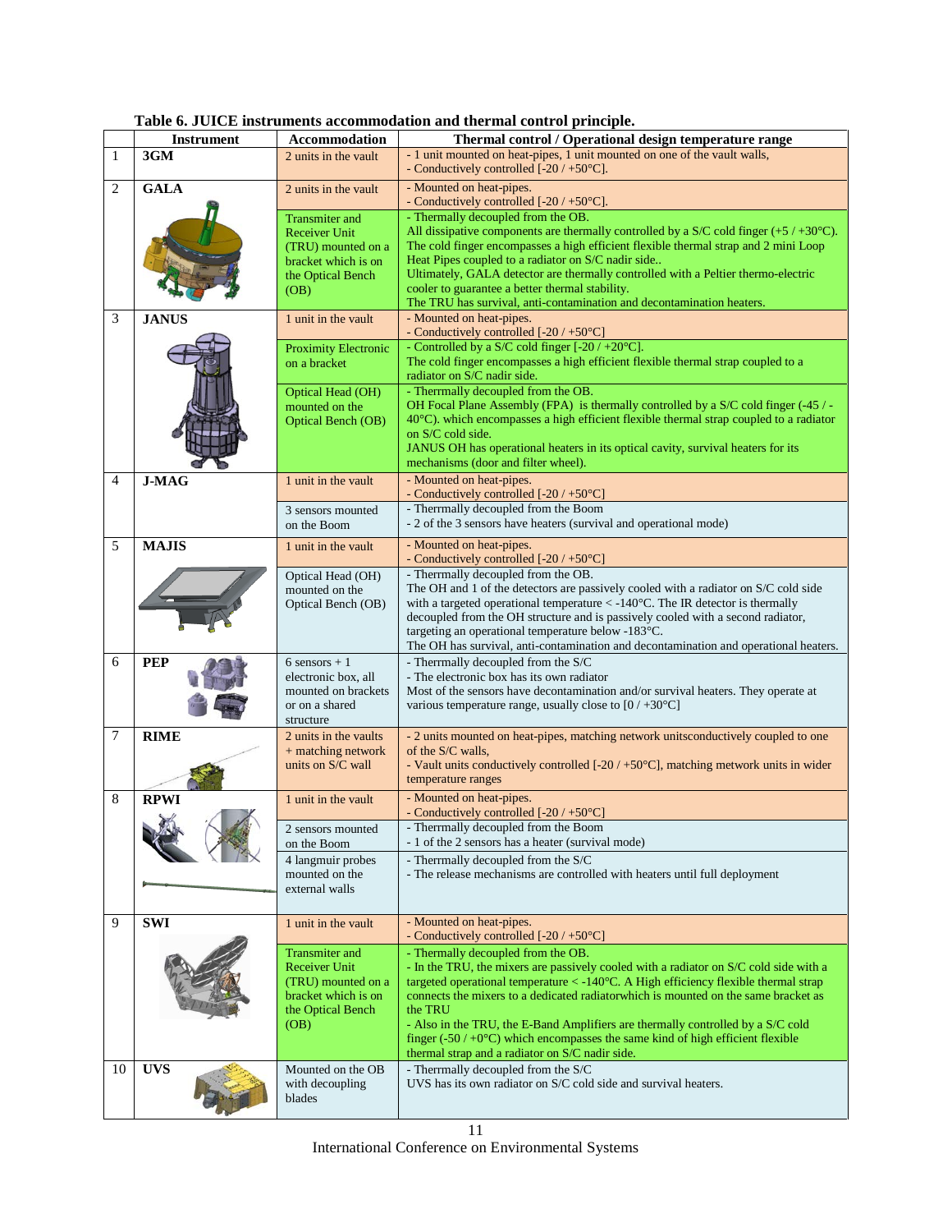**Table 6. JUICE instruments accommodation and thermal control principle.**

| | Instrument | Accommodation | Thermal control / Operational design temperature range |
|---|---|---|---|
| 1 | **3GM** | 2 units in the vault | - 1 unit mounted on heat-pipes, 1 unit mounted on one of the vault walls,<br>- Conductively controlled [-20 / +50°C]. |
| 2 | **GALA** | 2 units in the vault | - Mounted on heat-pipes.<br>- Conductively controlled [-20 / +50°C]. |
| | | Transmitter and Receiver Unit (TRU) mounted on a bracket which is on the Optical Bench (OB) | - Thermally decoupled from the OB.<br>All dissipative components are thermally controlled by a S/C cold finger (+5 / +30°C). The cold finger encompasses a high efficient flexible thermal strap and 2 mini Loop Heat Pipes coupled to a radiator on S/C nadir side..<br>Ultimately, GALA detector are thermally controlled with a Peltier thermo-electric cooler to guarantee a better thermal stability.<br>The TRU has survival, anti-contamination and decontamination heaters. |
| 3 | **JANUS** | 1 unit in the vault | - Mounted on heat-pipes.<br>- Conductively controlled [-20 / +50°C] |
| | | Proximity Electronic on a bracket | - Controlled by a S/C cold finger [-20 / +20°C].<br>The cold finger encompasses a high efficient flexible thermal strap coupled to a radiator on S/C nadir side. |
| | | Optical Head (OH) mounted on the Optical Bench (OB) | - Therrmally decoupled from the OB.<br>OH Focal Plane Assembly (FPA) is thermally controlled by a S/C cold finger (-45 / -40°C). which encompasses a high efficient flexible thermal strap coupled to a radiator on S/C cold side.<br>JANUS OH has operational heaters in its optical cavity, survival heaters for its mechanisms (door and filter wheel). |
| 4 | **J-MAG** | 1 unit in the vault | - Mounted on heat-pipes.<br>- Conductively controlled [-20 / +50°C] |
| | | 3 sensors mounted on the Boom | - Therrmally decoupled from the Boom<br>- 2 of the 3 sensors have heaters (survival and operational mode) |
| 5 | **MAJIS** | 1 unit in the vault | - Mounted on heat-pipes.<br>- Conductively controlled [-20 / +50°C] |
| | | Optical Head (OH) mounted on the Optical Bench (OB) | - Therrmally decoupled from the OB.<br>The OH and 1 of the detectors are passively cooled with a radiator on S/C cold side with a targeted operational temperature < -140°C. The IR detector is thermally decoupled from the OH structure and is passively cooled with a second radiator, targeting an operational temperature below -183°C.<br>The OH has survival, anti-contamination and decontamination and operational heaters. |
| 6 | **PEP** | 6 sensors + 1 electronic box, all mounted on brackets or on a shared structure | - Therrmally decoupled from the S/C<br>- The electronic box has its own radiator<br>Most of the sensors have decontamination and/or survival heaters. They operate at various temperature range, usually close to [0 / +30°C] |
| 7 | **RIME** | 2 units in the vaults + matching network units on S/C wall | - 2 units mounted on heat-pipes, matching network unitsconductively coupled to one of the S/C walls,<br>- Vault units conductively controlled [-20 / +50°C], matching network units in wider temperature ranges |
| 8 | **RPWI** | 1 unit in the vault | - Mounted on heat-pipes.<br>- Conductively controlled [-20 / +50°C] |
| | | 2 sensors mounted on the Boom | - Therrmally decoupled from the Boom<br>- 1 of the 2 sensors has a heater (survival mode) |
| | | 4 langmuir probes mounted on the external walls | - Therrmally decoupled from the S/C<br>- The release mechanisms are controlled with heaters until full deployment |
| 9 | **SWI** | 1 unit in the vault | - Mounted on heat-pipes.<br>- Conductively controlled [-20 / +50°C] |
| | | Transmiter and Receiver Unit (TRU) mounted on a bracket which is on the Optical Bench (OB) | - Thermally decoupled from the OB.<br>- In the TRU, the mixers are passively cooled with a radiator on S/C cold side with a targeted operational temperature < -140°C. A High efficiency flexible thermal strap connects the mixers to a dedicated radiatorwhich is mounted on the same bracket as the TRU<br>- Also in the TRU, the E-Band Amplifiers are thermally controlled by a S/C cold finger (-50 / +0°C) which encompasses the same kind of high efficient flexible thermal strap and a radiator on S/C nadir side. |
| 10 | **UVS** | Mounted on the OB with decoupling blades | - Therrmally decoupled from the S/C<br>UVS has its own radiator on S/C cold side and survival heaters. |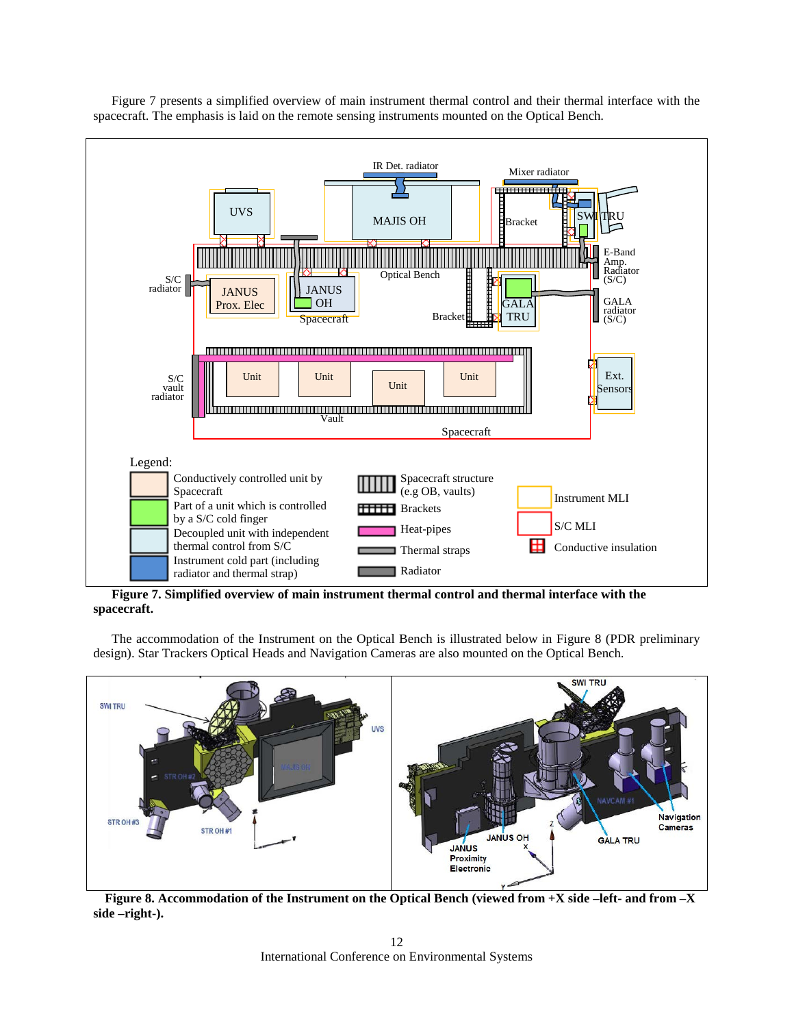Figure 7 presents a simplified overview of main instrument thermal control and their thermal interface with the spacecraft. The emphasis is laid on the remote sensing instruments mounted on the Optical Bench.

**Figure 7. Simplified overview of main instrument thermal control and thermal interface with the spacecraft.**

The accommodation of the Instrument on the Optical Bench is illustrated below in Figure 8 (PDR preliminary design). Star Trackers Optical Heads and Navigation Cameras are also mounted on the Optical Bench.

**Figure 8. Accommodation of the Instrument on the Optical Bench (viewed from +X side –left- and from –X side –right-).**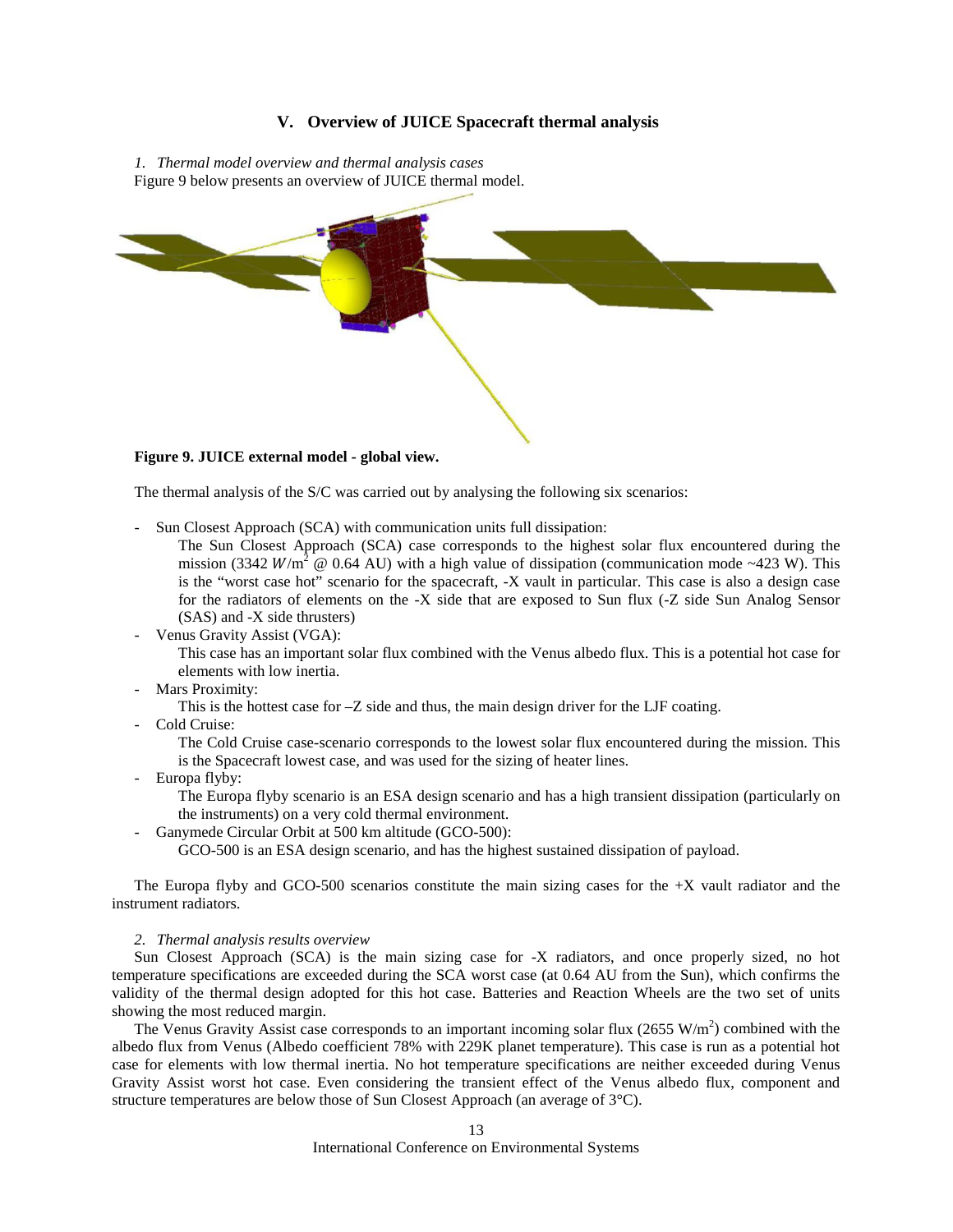## V. Overview of JUICE Spacecraft thermal analysis

*1. Thermal model overview and thermal analysis cases*

Figure 9 below presents an overview of JUICE thermal model.

**Figure 9. JUICE external model - global view.**

The thermal analysis of the S/C was carried out by analysing the following six scenarios:

- Sun Closest Approach (SCA) with communication units full dissipation:
  The Sun Closest Approach (SCA) case corresponds to the highest solar flux encountered during the mission (3342 $W/m^2$ @ 0.64 AU) with a high value of dissipation (communication mode ~423 W). This is the "worst case hot" scenario for the spacecraft, -X vault in particular. This case is also a design case for the radiators of elements on the -X side that are exposed to Sun flux (-Z side Sun Analog Sensor (SAS) and -X side thrusters)
- Venus Gravity Assist (VGA):
  This case has an important solar flux combined with the Venus albedo flux. This is a potential hot case for elements with low inertia.
- Mars Proximity:
  This is the hottest case for –Z side and thus, the main design driver for the LJF coating.
- Cold Cruise:
  The Cold Cruise case-scenario corresponds to the lowest solar flux encountered during the mission. This is the Spacecraft lowest case, and was used for the sizing of heater lines.
- Europa flyby:
  The Europa flyby scenario is an ESA design scenario and has a high transient dissipation (particularly on the instruments) on a very cold thermal environment.
- Ganymede Circular Orbit at 500 km altitude (GCO-500):
  GCO-500 is an ESA design scenario, and has the highest sustained dissipation of payload.

The Europa flyby and GCO-500 scenarios constitute the main sizing cases for the +X vault radiator and the instrument radiators.

*2. Thermal analysis results overview*

Sun Closest Approach (SCA) is the main sizing case for -X radiators, and once properly sized, no hot temperature specifications are exceeded during the SCA worst case (at 0.64 AU from the Sun), which confirms the validity of the thermal design adopted for this hot case. Batteries and Reaction Wheels are the two set of units showing the most reduced margin.

The Venus Gravity Assist case corresponds to an important incoming solar flux (2655 $W/m^2$) combined with the albedo flux from Venus (Albedo coefficient 78% with 229K planet temperature). This case is run as a potential hot case for elements with low thermal inertia. No hot temperature specifications are neither exceeded during Venus Gravity Assist worst hot case. Even considering the transient effect of the Venus albedo flux, component and structure temperatures are below those of Sun Closest Approach (an average of 3°C).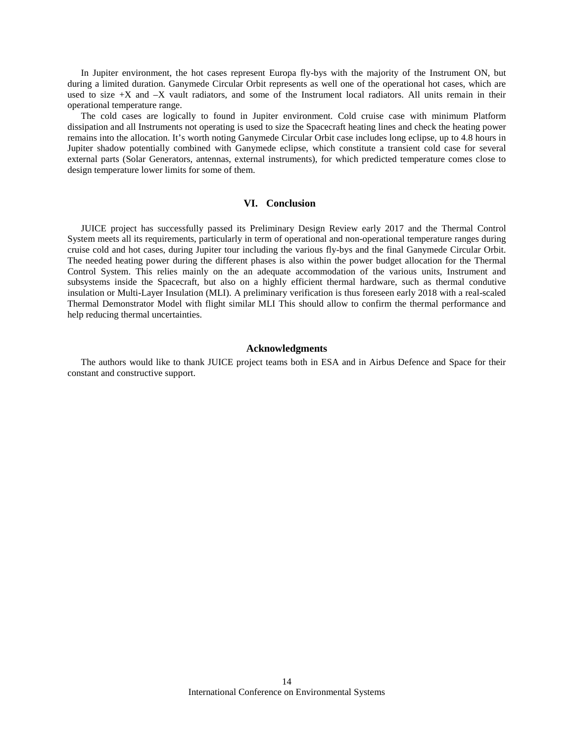In Jupiter environment, the hot cases represent Europa fly-bys with the majority of the Instrument ON, but during a limited duration. Ganymede Circular Orbit represents as well one of the operational hot cases, which are used to size +X and –X vault radiators, and some of the Instrument local radiators. All units remain in their operational temperature range.

The cold cases are logically to found in Jupiter environment. Cold cruise case with minimum Platform dissipation and all Instruments not operating is used to size the Spacecraft heating lines and check the heating power remains into the allocation. It's worth noting Ganymede Circular Orbit case includes long eclipse, up to 4.8 hours in Jupiter shadow potentially combined with Ganymede eclipse, which constitute a transient cold case for several external parts (Solar Generators, antennas, external instruments), for which predicted temperature comes close to design temperature lower limits for some of them.

## VI. Conclusion

JUICE project has successfully passed its Preliminary Design Review early 2017 and the Thermal Control System meets all its requirements, particularly in term of operational and non-operational temperature ranges during cruise cold and hot cases, during Jupiter tour including the various fly-bys and the final Ganymede Circular Orbit. The needed heating power during the different phases is also within the power budget allocation for the Thermal Control System. This relies mainly on the an adequate accommodation of the various units, Instrument and subsystems inside the Spacecraft, but also on a highly efficient thermal hardware, such as thermal condutive insulation or Multi-Layer Insulation (MLI). A preliminary verification is thus foreseen early 2018 with a real-scaled Thermal Demonstrator Model with flight similar MLI This should allow to confirm the thermal performance and help reducing thermal uncertainties.

## Acknowledgments

The authors would like to thank JUICE project teams both in ESA and in Airbus Defence and Space for their constant and constructive support.